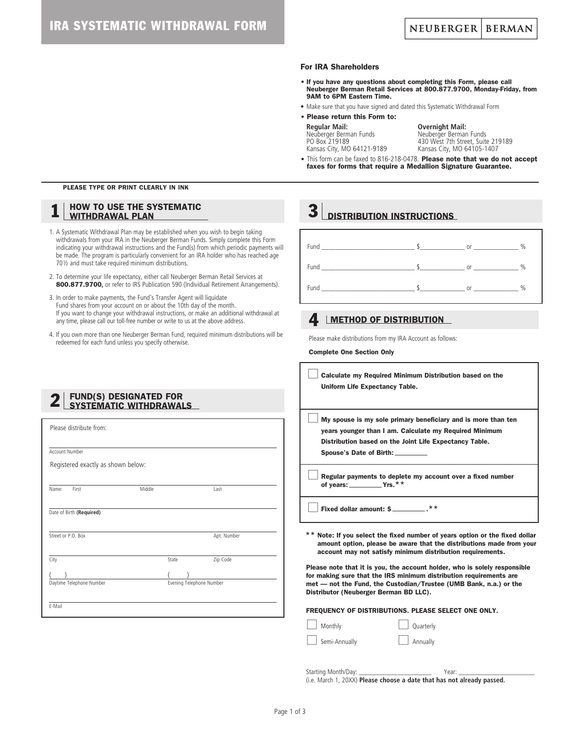# IRA SYSTEMATIC WITHDRAWAL FORM

NEUBERGER | BERMAN

### For IRA Shareholders

- **If you have any questions about completing this Form, please call Neuberger Berman Retail Services at 800.877.9700, Monday-Friday, from 9AM to 6PM Eastern Time.**
- Make sure that you have signed and dated this Systematic Withdrawal Form
- **Please return this Form to:**

**Regular Mail:**
Neuberger Berman Funds
PO Box 219189
Kansas City, MO 64121-9189

**Overnight Mail:**
Neuberger Berman Funds
430 West 7th Street, Suite 219189
Kansas City, MO 64105-1407

- This form can be faxed to 816-218-0478. **Please note that we do not accept faxes for forms that require a Medallion Signature Guarantee.**

**PLEASE TYPE OR PRINT CLEARLY IN INK**

## 1 HOW TO USE THE SYSTEMATIC WITHDRAWAL PLAN

1. A Systematic Withdrawal Plan may be established when you wish to begin taking withdrawals from your IRA in the Neuberger Berman Funds. Simply complete this Form indicating your withdrawal instructions and the Fund(s) from which periodic payments will be made. The program is particularly convenient for an IRA holder who has reached age 70½ and must take required minimum distributions.
2. To determine your life expectancy, either call Neuberger Berman Retail Services at **800.877.9700,** or refer to IRS Publication 590 (Individual Retirement Arrangements).
3. In order to make payments, the Fund's Transfer Agent will liquidate Fund shares from your account on or about the 10th day of the month. If you want to change your withdrawal instructions, or make an additional withdrawal at any time, please call our toll-free number or write to us at the above address.
4. If you own more than one Neuberger Berman Fund, required minimum distributions will be redeemed for each fund unless you specify otherwise.

## 2 FUND(S) DESIGNATED FOR SYSTEMATIC WITHDRAWALS

Please distribute from:

______________________________
Account Number

Registered exactly as shown below:

______________________________
Name: First | Middle | Last

______________________________
Date of Birth **(Required)**

______________________________
Street or P.O. Box | Apt. Number

______________________________
City | State | Zip Code

( ) ______________ ( ) ______________
Daytime Telephone Number | Evening Telephone Number

______________________________
E-Mail

## 3 DISTRIBUTION INSTRUCTIONS

Fund ____________________ $____________ or ____________ %

Fund ____________________ $____________ or ____________ %

Fund ____________________ $____________ or ____________ %

## 4 METHOD OF DISTRIBUTION

Please make distributions from my IRA Account as follows:

**Complete One Section Only**

- ☐ **Calculate my Required Minimum Distribution based on the Uniform Life Expectancy Table.**
- ☐ **My spouse is my sole primary beneficiary and is more than ten years younger than I am. Calculate my Required Minimum Distribution based on the Joint Life Expectancy Table.**
  **Spouse's Date of Birth:** __________
- ☐ **Regular payments to deplete my account over a fixed number of years: __________ Yrs.\*\***
- ☐ **Fixed dollar amount: $ __________ .\*\***

**\*\* Note: If you select the fixed number of years option or the fixed dollar amount option, please be aware that the distributions made from your account may not satisfy minimum distribution requirements.**

**Please note that it is you, the account holder, who is solely responsible for making sure that the IRS minimum distribution requirements are met — not the Fund, the Custodian/Trustee (UMB Bank, n.a.) or the Distributor (Neuberger Berman BD LLC).**

**FREQUENCY OF DISTRIBUTIONS. PLEASE SELECT ONE ONLY.**

- ☐ Monthly
- ☐ Quarterly
- ☐ Semi-Annually
- ☐ Annually

Starting Month/Day: ____________________ Year: ____________________
(i.e. March 1, 20XX) **Please choose a date that has not already passed.**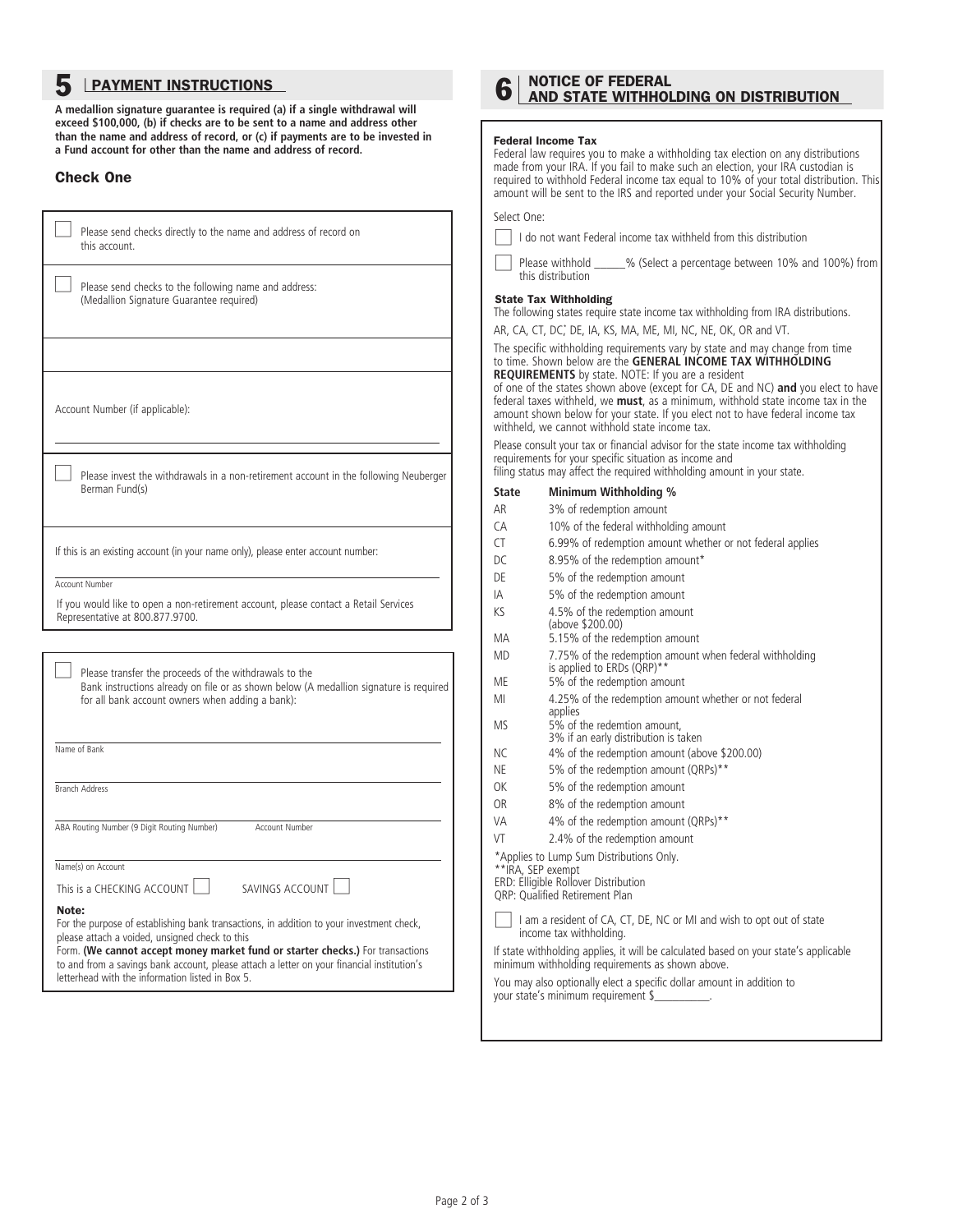## 5 PAYMENT INSTRUCTIONS

**A medallion signature guarantee is required (a) if a single withdrawal will exceed $100,000, (b) if checks are to be sent to a name and address other than the name and address of record, or (c) if payments are to be invested in a Fund account for other than the name and address of record.**

### Check One

☐ Please send checks directly to the name and address of record on this account.

☐ Please send checks to the following name and address: (Medallion Signature Guarantee required)

Account Number (if applicable):

☐ Please invest the withdrawals in a non-retirement account in the following Neuberger Berman Fund(s)

If this is an existing account (in your name only), please enter account number:

Account Number

If you would like to open a non-retirement account, please contact a Retail Services Representative at 800.877.9700.

☐ Please transfer the proceeds of the withdrawals to the Bank instructions already on file or as shown below (A medallion signature is required for all bank account owners when adding a bank):

Name of Bank

Branch Address

ABA Routing Number (9 Digit Routing Number) Account Number

Name(s) on Account

This is a CHECKING ACCOUNT ☐ SAVINGS ACCOUNT ☐

**Note:**
For the purpose of establishing bank transactions, in addition to your investment check, please attach a voided, unsigned check to this Form. **(We cannot accept money market fund or starter checks.)** For transactions to and from a savings bank account, please attach a letter on your financial institution's letterhead with the information listed in Box 5.

## 6 NOTICE OF FEDERAL AND STATE WITHHOLDING ON DISTRIBUTION

**Federal Income Tax**
Federal law requires you to make a withholding tax election on any distributions made from your IRA. If you fail to make such an election, your IRA custodian is required to withhold Federal income tax equal to 10% of your total distribution. This amount will be sent to the IRS and reported under your Social Security Number.

Select One:

☐ I do not want Federal income tax withheld from this distribution

☐ Please withhold ______% (Select a percentage between 10% and 100%) from this distribution

**State Tax Withholding**
The following states require state income tax withholding from IRA distributions.

AR, CA, CT, DC*, DE, IA, KS, MA, ME, MI, NC, NE, OK, OR and VT.

The specific withholding requirements vary by state and may change from time to time. Shown below are the **GENERAL INCOME TAX WITHHOLDING REQUIREMENTS** by state. NOTE: If you are a resident of one of the states shown above (except for CA, DE and NC) **and** you elect to have federal taxes withheld, we **must**, as a minimum, withhold state income tax in the amount shown below for your state. If you elect not to have federal income tax withheld, we cannot withhold state income tax.

Please consult your tax or financial advisor for the state income tax withholding requirements for your specific situation as income and filing status may affect the required withholding amount in your state.

| State | Minimum Withholding % |
|---|---|
| AR | 3% of redemption amount |
| CA | 10% of the federal withholding amount |
| CT | 6.99% of redemption amount whether or not federal applies |
| DC | 8.95% of the redemption amount* |
| DE | 5% of the redemption amount |
| IA | 5% of the redemption amount |
| KS | 4.5% of the redemption amount (above $200.00) |
| MA | 5.15% of the redemption amount |
| MD | 7.75% of the redemption amount when federal withholding is applied to ERDs (QRP)** |
| ME | 5% of the redemption amount |
| MI | 4.25% of the redemption amount whether or not federal applies |
| MS | 5% of the redemtion amount, 3% if an early distribution is taken |
| NC | 4% of the redemption amount (above $200.00) |
| NE | 5% of the redemption amount (QRPs)** |
| OK | 5% of the redemption amount |
| OR | 8% of the redemption amount |
| VA | 4% of the redemption amount (QRPs)** |
| VT | 2.4% of the redemption amount |

*Applies to Lump Sum Distributions Only.
**IRA, SEP exempt
ERD: Elligible Rollover Distribution
QRP: Qualified Retirement Plan

☐ I am a resident of CA, CT, DE, NC or MI and wish to opt out of state income tax withholding.

If state withholding applies, it will be calculated based on your state's applicable minimum withholding requirements as shown above.

You may also optionally elect a specific dollar amount in addition to your state's minimum requirement $__________.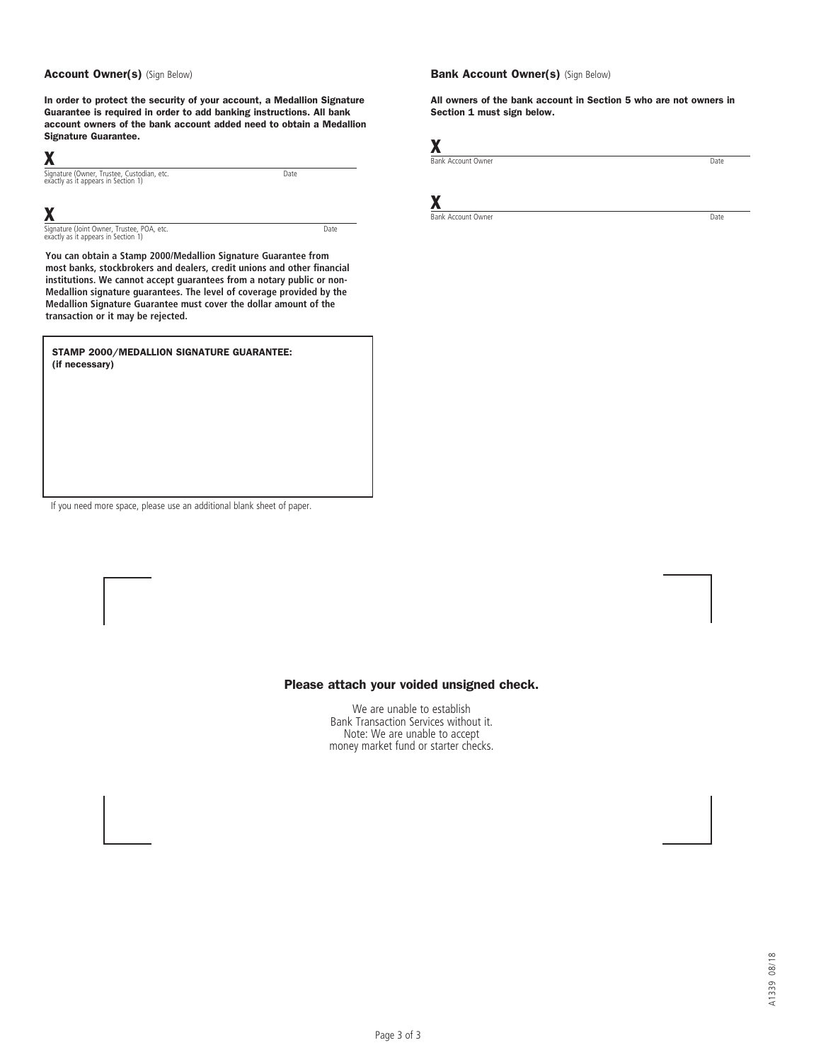**Account Owner(s)** (Sign Below)

**In order to protect the security of your account, a Medallion Signature Guarantee is required in order to add banking instructions. All bank account owners of the bank account added need to obtain a Medallion Signature Guarantee.**

**X** ______________________________________________

Signature (Owner, Trustee, Custodian, etc. exactly as it appears in Section 1) — Date

**X** ______________________________________________

Signature (Joint Owner, Trustee, POA, etc. exactly as it appears in Section 1) — Date

**You can obtain a Stamp 2000/Medallion Signature Guarantee from most banks, stockbrokers and dealers, credit unions and other financial institutions. We cannot accept guarantees from a notary public or non-Medallion signature guarantees. The level of coverage provided by the Medallion Signature Guarantee must cover the dollar amount of the transaction or it may be rejected.**

**STAMP 2000/MEDALLION SIGNATURE GUARANTEE: (if necessary)**

If you need more space, please use an additional blank sheet of paper.

**Bank Account Owner(s)** (Sign Below)

**All owners of the bank account in Section 5 who are not owners in Section 1 must sign below.**

**X** ______________________________________________

Bank Account Owner — Date

**X** ______________________________________________

Bank Account Owner — Date

**Please attach your voided unsigned check.**

We are unable to establish Bank Transaction Services without it. Note: We are unable to accept money market fund or starter checks.

A1339 08/18